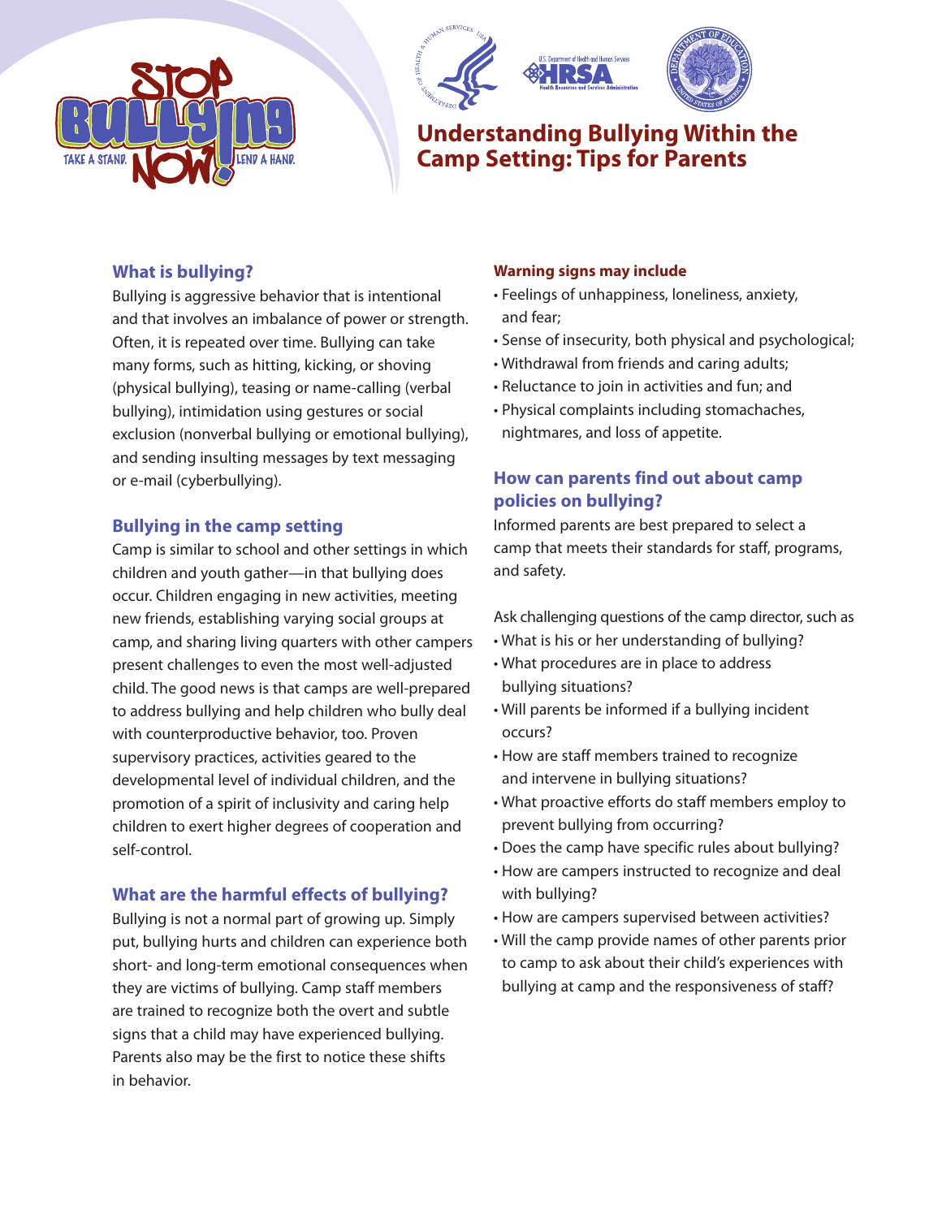# Understanding Bullying Within the Camp Setting: Tips for Parents

## What is bullying?

Bullying is aggressive behavior that is intentional and that involves an imbalance of power or strength. Often, it is repeated over time. Bullying can take many forms, such as hitting, kicking, or shoving (physical bullying), teasing or name-calling (verbal bullying), intimidation using gestures or social exclusion (nonverbal bullying or emotional bullying), and sending insulting messages by text messaging or e-mail (cyberbullying).

## Bullying in the camp setting

Camp is similar to school and other settings in which children and youth gather—in that bullying does occur. Children engaging in new activities, meeting new friends, establishing varying social groups at camp, and sharing living quarters with other campers present challenges to even the most well-adjusted child. The good news is that camps are well-prepared to address bullying and help children who bully deal with counterproductive behavior, too. Proven supervisory practices, activities geared to the developmental level of individual children, and the promotion of a spirit of inclusivity and caring help children to exert higher degrees of cooperation and self-control.

## What are the harmful effects of bullying?

Bullying is not a normal part of growing up. Simply put, bullying hurts and children can experience both short- and long-term emotional consequences when they are victims of bullying. Camp staff members are trained to recognize both the overt and subtle signs that a child may have experienced bullying. Parents also may be the first to notice these shifts in behavior.

### Warning signs may include

- Feelings of unhappiness, loneliness, anxiety, and fear;
- Sense of insecurity, both physical and psychological;
- Withdrawal from friends and caring adults;
- Reluctance to join in activities and fun; and
- Physical complaints including stomachaches, nightmares, and loss of appetite.

## How can parents find out about camp policies on bullying?

Informed parents are best prepared to select a camp that meets their standards for staff, programs, and safety.

Ask challenging questions of the camp director, such as

- What is his or her understanding of bullying?
- What procedures are in place to address bullying situations?
- Will parents be informed if a bullying incident occurs?
- How are staff members trained to recognize and intervene in bullying situations?
- What proactive efforts do staff members employ to prevent bullying from occurring?
- Does the camp have specific rules about bullying?
- How are campers instructed to recognize and deal with bullying?
- How are campers supervised between activities?
- Will the camp provide names of other parents prior to camp to ask about their child's experiences with bullying at camp and the responsiveness of staff?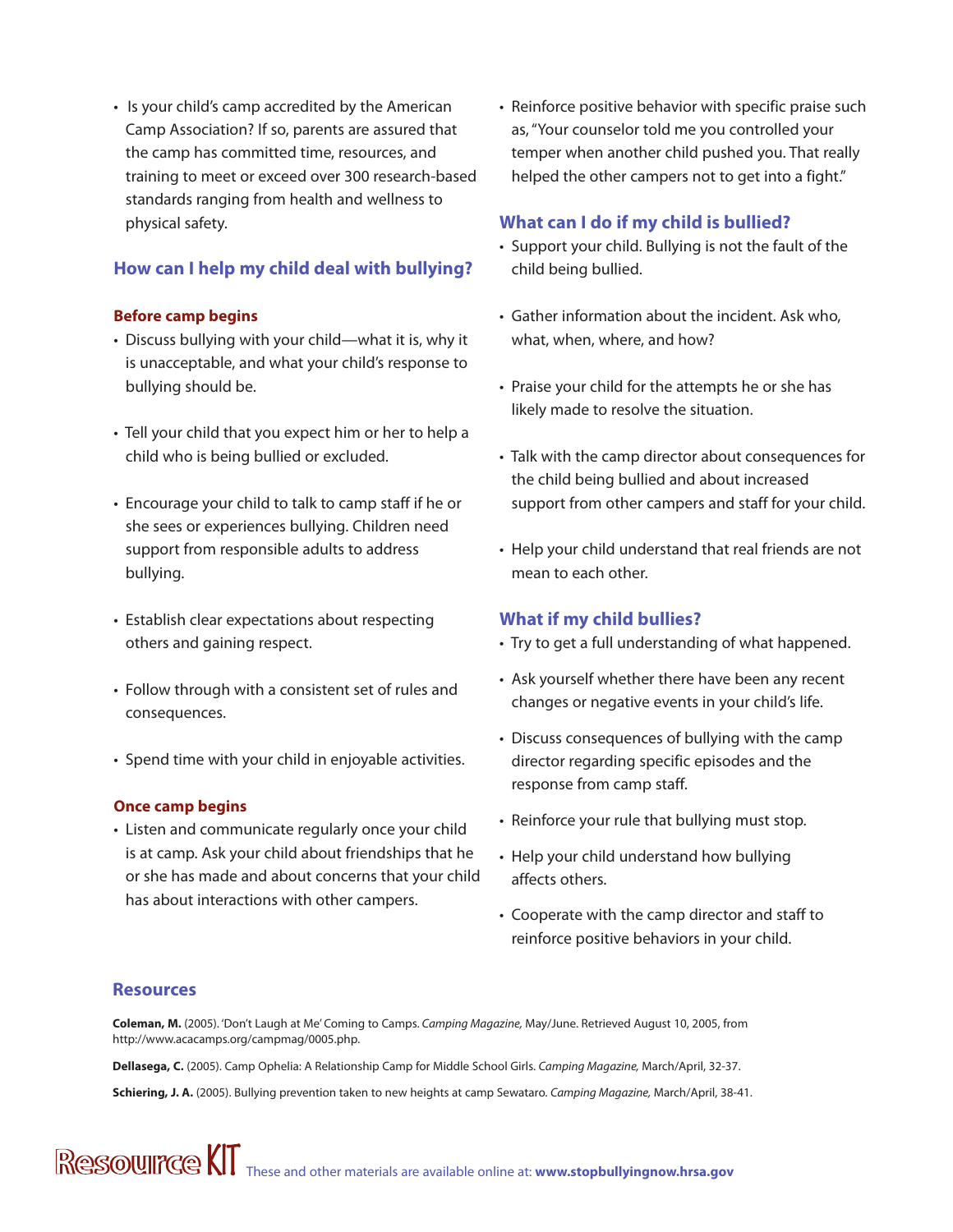- Is your child's camp accredited by the American Camp Association? If so, parents are assured that the camp has committed time, resources, and training to meet or exceed over 300 research-based standards ranging from health and wellness to physical safety.

## How can I help my child deal with bullying?

### Before camp begins

- Discuss bullying with your child—what it is, why it is unacceptable, and what your child's response to bullying should be.
- Tell your child that you expect him or her to help a child who is being bullied or excluded.
- Encourage your child to talk to camp staff if he or she sees or experiences bullying. Children need support from responsible adults to address bullying.
- Establish clear expectations about respecting others and gaining respect.
- Follow through with a consistent set of rules and consequences.
- Spend time with your child in enjoyable activities.

### Once camp begins

- Listen and communicate regularly once your child is at camp. Ask your child about friendships that he or she has made and about concerns that your child has about interactions with other campers.
- Reinforce positive behavior with specific praise such as, "Your counselor told me you controlled your temper when another child pushed you. That really helped the other campers not to get into a fight."

## What can I do if my child is bullied?

- Support your child. Bullying is not the fault of the child being bullied.
- Gather information about the incident. Ask who, what, when, where, and how?
- Praise your child for the attempts he or she has likely made to resolve the situation.
- Talk with the camp director about consequences for the child being bullied and about increased support from other campers and staff for your child.
- Help your child understand that real friends are not mean to each other.

## What if my child bullies?

- Try to get a full understanding of what happened.
- Ask yourself whether there have been any recent changes or negative events in your child's life.
- Discuss consequences of bullying with the camp director regarding specific episodes and the response from camp staff.
- Reinforce your rule that bullying must stop.
- Help your child understand how bullying affects others.
- Cooperate with the camp director and staff to reinforce positive behaviors in your child.

## Resources

**Coleman, M.** (2005). 'Don't Laugh at Me' Coming to Camps. *Camping Magazine,* May/June. Retrieved August 10, 2005, from http://www.acacamps.org/campmag/0005.php.

**Dellasega, C.** (2005). Camp Ophelia: A Relationship Camp for Middle School Girls. *Camping Magazine,* March/April, 32-37.

**Schiering, J. A.** (2005). Bullying prevention taken to new heights at camp Sewataro. *Camping Magazine,* March/April, 38-41.

Resource KIT These and other materials are available online at: **www.stopbullyingnow.hrsa.gov**